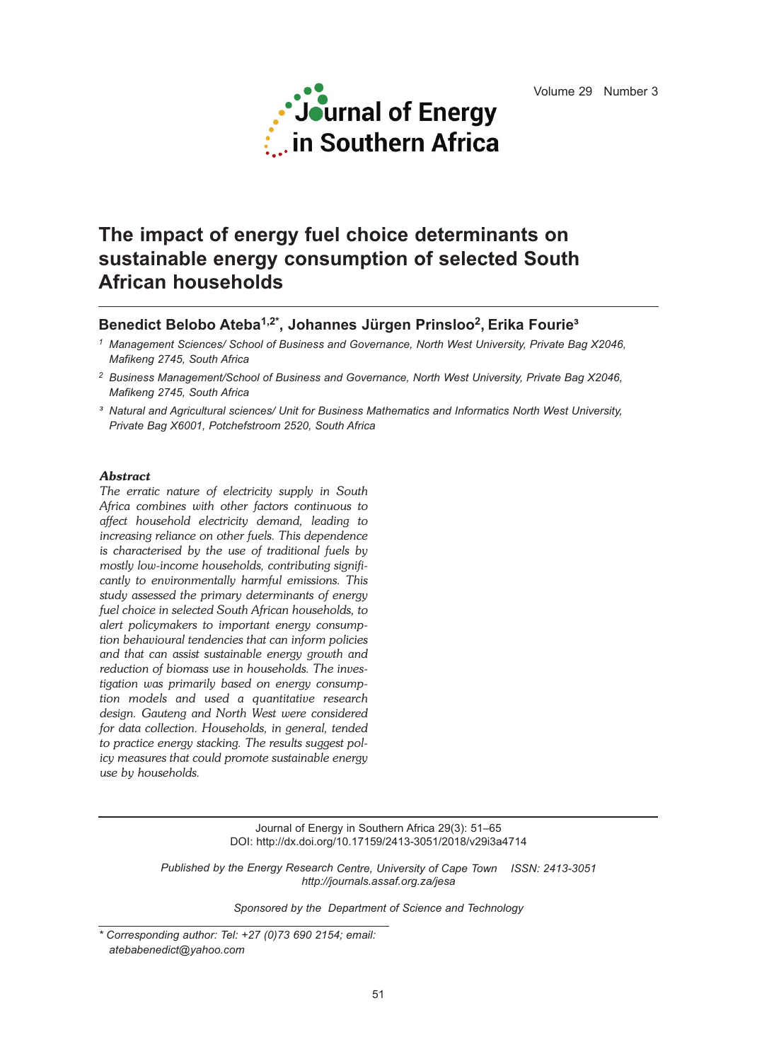# The impact of energy fuel choice determinants on sustainable energy consumption of selected South African households

**Benedict Belobo Ateba[1,2*], Johannes Jürgen Prinsloo[2], Erika Fourie[3]**

[1] *Management Sciences/ School of Business and Governance, North West University, Private Bag X2046, Mafikeng 2745, South Africa*

[2] *Business Management/School of Business and Governance, North West University, Private Bag X2046, Mafikeng 2745, South Africa*

[3] *Natural and Agricultural sciences/ Unit for Business Mathematics and Informatics North West University, Private Bag X6001, Potchefstroom 2520, South Africa*

### Abstract

*The erratic nature of electricity supply in South Africa combines with other factors continuous to affect household electricity demand, leading to increasing reliance on other fuels. This dependence is characterised by the use of traditional fuels by mostly low-income households, contributing significantly to environmentally harmful emissions. This study assessed the primary determinants of energy fuel choice in selected South African households, to alert policymakers to important energy consumption behavioural tendencies that can inform policies and that can assist sustainable energy growth and reduction of biomass use in households. The investigation was primarily based on energy consumption models and used a quantitative research design. Gauteng and North West were considered for data collection. Households, in general, tended to practice energy stacking. The results suggest policy measures that could promote sustainable energy use by households.*

Journal of Energy in Southern Africa 29(3): 51–65
DOI: http://dx.doi.org/10.17159/2413-3051/2018/v29i3a4714

*Published by the Energy Research Centre, University of Cape Town ISSN: 2413-3051*
*http://journals.assaf.org.za/jesa*

*Sponsored by the Department of Science and Technology*

\* *Corresponding author: Tel: +27 (0)73 690 2154; email: atebabenedict@yahoo.com*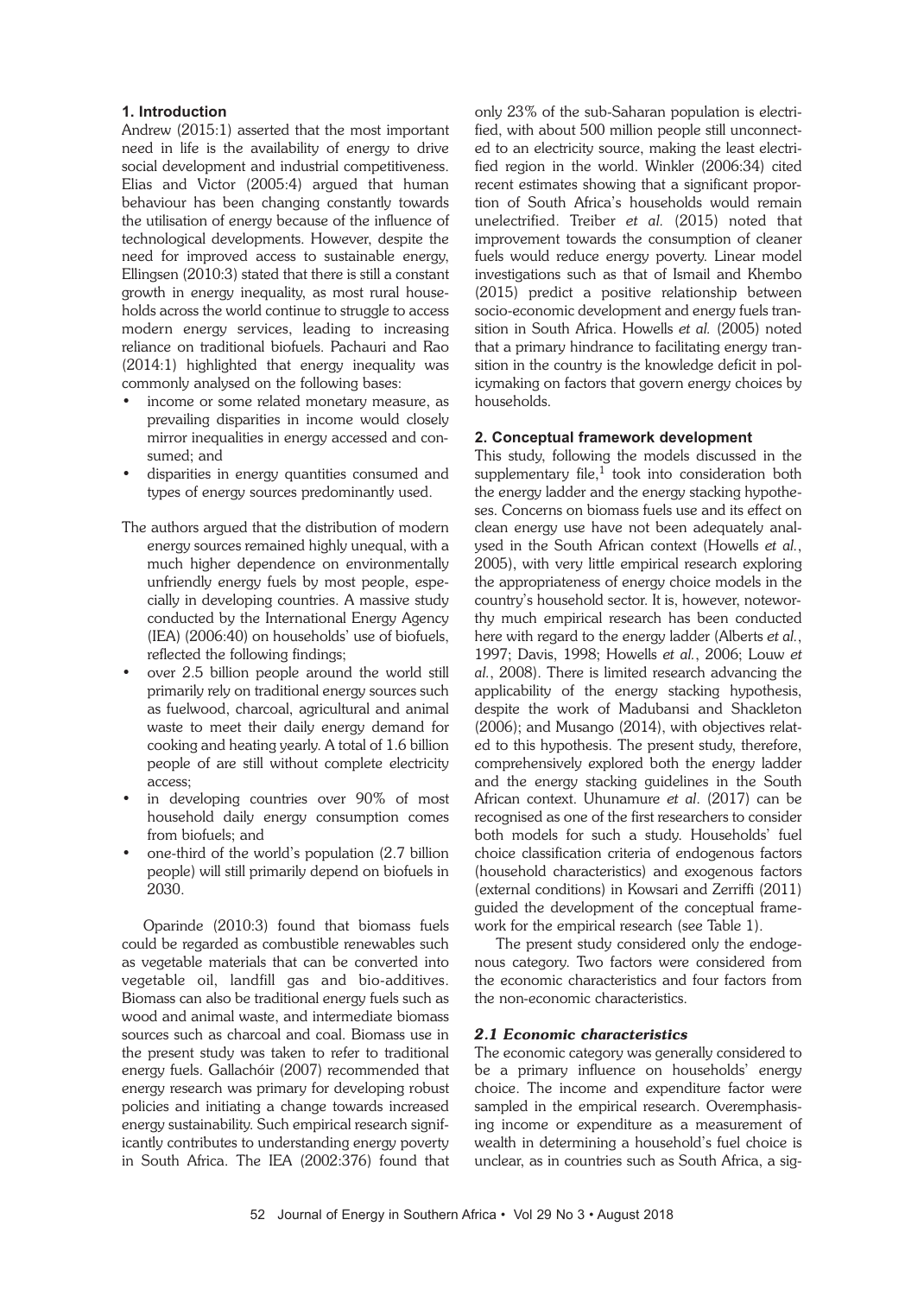## 1. Introduction

Andrew (2015:1) asserted that the most important need in life is the availability of energy to drive social development and industrial competitiveness. Elias and Victor (2005:4) argued that human behaviour has been changing constantly towards the utilisation of energy because of the influence of technological developments. However, despite the need for improved access to sustainable energy, Ellingsen (2010:3) stated that there is still a constant growth in energy inequality, as most rural households across the world continue to struggle to access modern energy services, leading to increasing reliance on traditional biofuels. Pachauri and Rao (2014:1) highlighted that energy inequality was commonly analysed on the following bases:

- income or some related monetary measure, as prevailing disparities in income would closely mirror inequalities in energy accessed and consumed; and
- disparities in energy quantities consumed and types of energy sources predominantly used.

The authors argued that the distribution of modern energy sources remained highly unequal, with a much higher dependence on environmentally unfriendly energy fuels by most people, especially in developing countries. A massive study conducted by the International Energy Agency (IEA) (2006:40) on households' use of biofuels, reflected the following findings;

- over 2.5 billion people around the world still primarily rely on traditional energy sources such as fuelwood, charcoal, agricultural and animal waste to meet their daily energy demand for cooking and heating yearly. A total of 1.6 billion people of are still without complete electricity access;
- in developing countries over 90% of most household daily energy consumption comes from biofuels; and
- one-third of the world's population (2.7 billion people) will still primarily depend on biofuels in 2030.

Oparinde (2010:3) found that biomass fuels could be regarded as combustible renewables such as vegetable materials that can be converted into vegetable oil, landfill gas and bio-additives. Biomass can also be traditional energy fuels such as wood and animal waste, and intermediate biomass sources such as charcoal and coal. Biomass use in the present study was taken to refer to traditional energy fuels. Gallachóir (2007) recommended that energy research was primary for developing robust policies and initiating a change towards increased energy sustainability. Such empirical research significantly contributes to understanding energy poverty in South Africa. The IEA (2002:376) found that only 23% of the sub-Saharan population is electrified, with about 500 million people still unconnected to an electricity source, making the least electrified region in the world. Winkler (2006:34) cited recent estimates showing that a significant proportion of South Africa's households would remain unelectrified. Treiber *et al.* (2015) noted that improvement towards the consumption of cleaner fuels would reduce energy poverty. Linear model investigations such as that of Ismail and Khembo (2015) predict a positive relationship between socio-economic development and energy fuels transition in South Africa. Howells *et al.* (2005) noted that a primary hindrance to facilitating energy transition in the country is the knowledge deficit in policymaking on factors that govern energy choices by households.

## 2. Conceptual framework development

This study, following the models discussed in the supplementary file,[1] took into consideration both the energy ladder and the energy stacking hypotheses. Concerns on biomass fuels use and its effect on clean energy use have not been adequately analysed in the South African context (Howells *et al.*, 2005), with very little empirical research exploring the appropriateness of energy choice models in the country's household sector. It is, however, noteworthy much empirical research has been conducted here with regard to the energy ladder (Alberts *et al.*, 1997; Davis, 1998; Howells *et al.*, 2006; Louw *et al.*, 2008). There is limited research advancing the applicability of the energy stacking hypothesis, despite the work of Madubansi and Shackleton (2006); and Musango (2014), with objectives related to this hypothesis. The present study, therefore, comprehensively explored both the energy ladder and the energy stacking guidelines in the South African context. Uhunamure *et al*. (2017) can be recognised as one of the first researchers to consider both models for such a study. Households' fuel choice classification criteria of endogenous factors (household characteristics) and exogenous factors (external conditions) in Kowsari and Zerriffi (2011) guided the development of the conceptual framework for the empirical research (see Table 1).

The present study considered only the endogenous category. Two factors were considered from the economic characteristics and four factors from the non-economic characteristics.

### *2.1 Economic characteristics*

The economic category was generally considered to be a primary influence on households' energy choice. The income and expenditure factor were sampled in the empirical research. Overemphasising income or expenditure as a measurement of wealth in determining a household's fuel choice is unclear, as in countries such as South Africa, a sig-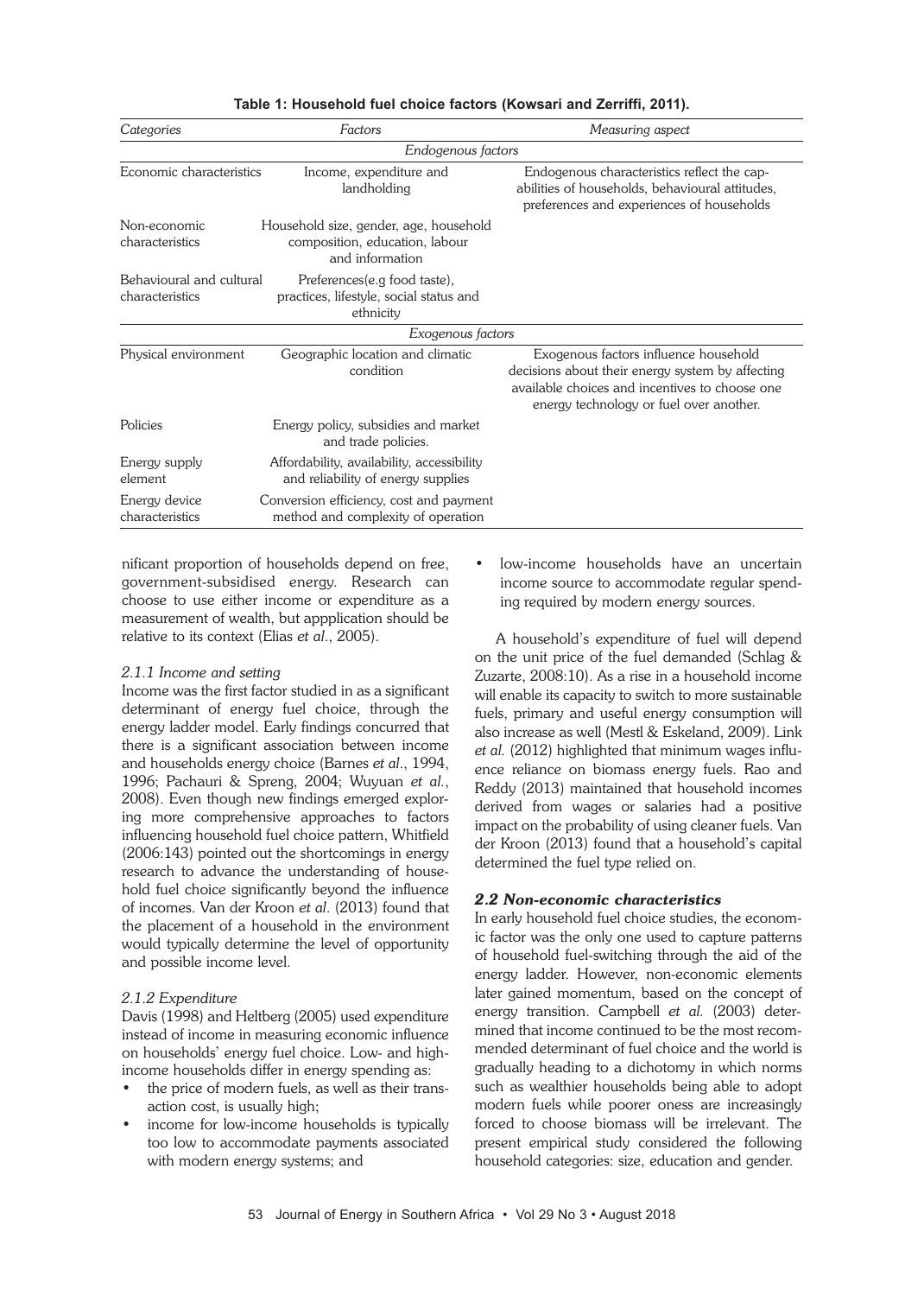**Table 1: Household fuel choice factors (Kowsari and Zerriffi, 2011).**

| *Categories* | *Factors* | *Measuring aspect* |
|---|---|---|
| | *Endogenous factors* | |
| Economic characteristics | Income, expenditure and landholding | Endogenous characteristics reflect the capabilities of households, behavioural attitudes, preferences and experiences of households |
| Non-economic characteristics | Household size, gender, age, household composition, education, labour and information | |
| Behavioural and cultural characteristics | Preferences(e.g food taste), practices, lifestyle, social status and ethnicity | |
| | *Exogenous factors* | |
| Physical environment | Geographic location and climatic condition | Exogenous factors influence household decisions about their energy system by affecting available choices and incentives to choose one energy technology or fuel over another. |
| Policies | Energy policy, subsidies and market and trade policies. | |
| Energy supply element | Affordability, availability, accessibility and reliability of energy supplies | |
| Energy device characteristics | Conversion efficiency, cost and payment method and complexity of operation | |

nificant proportion of households depend on free, government-subsidised energy. Research can choose to use either income or expenditure as a measurement of wealth, but appplication should be relative to its context (Elias *et al*., 2005).

*2.1.1 Income and setting*

Income was the first factor studied in as a significant determinant of energy fuel choice, through the energy ladder model. Early findings concurred that there is a significant association between income and households energy choice (Barnes *et al*., 1994, 1996; Pachauri & Spreng, 2004; Wuyuan *et al.*, 2008). Even though new findings emerged exploring more comprehensive approaches to factors influencing household fuel choice pattern, Whitfield (2006:143) pointed out the shortcomings in energy research to advance the understanding of household fuel choice significantly beyond the influence of incomes. Van der Kroon *et al*. (2013) found that the placement of a household in the environment would typically determine the level of opportunity and possible income level.

*2.1.2 Expenditure*

Davis (1998) and Heltberg (2005) used expenditure instead of income in measuring economic influence on households' energy fuel choice. Low- and high-income households differ in energy spending as:

- the price of modern fuels, as well as their transaction cost, is usually high;
- income for low-income households is typically too low to accommodate payments associated with modern energy systems; and
- low-income households have an uncertain income source to accommodate regular spending required by modern energy sources.

A household's expenditure of fuel will depend on the unit price of the fuel demanded (Schlag & Zuzarte, 2008:10). As a rise in a household income will enable its capacity to switch to more sustainable fuels, primary and useful energy consumption will also increase as well (Mestl & Eskeland, 2009). Link *et al.* (2012) highlighted that minimum wages influence reliance on biomass energy fuels. Rao and Reddy (2013) maintained that household incomes derived from wages or salaries had a positive impact on the probability of using cleaner fuels. Van der Kroon (2013) found that a household's capital determined the fuel type relied on.

### *2.2 Non-economic characteristics*

In early household fuel choice studies, the economic factor was the only one used to capture patterns of household fuel-switching through the aid of the energy ladder. However, non-economic elements later gained momentum, based on the concept of energy transition. Campbell *et al.* (2003) determined that income continued to be the most recommended determinant of fuel choice and the world is gradually heading to a dichotomy in which norms such as wealthier households being able to adopt modern fuels while poorer oness are increasingly forced to choose biomass will be irrelevant. The present empirical study considered the following household categories: size, education and gender.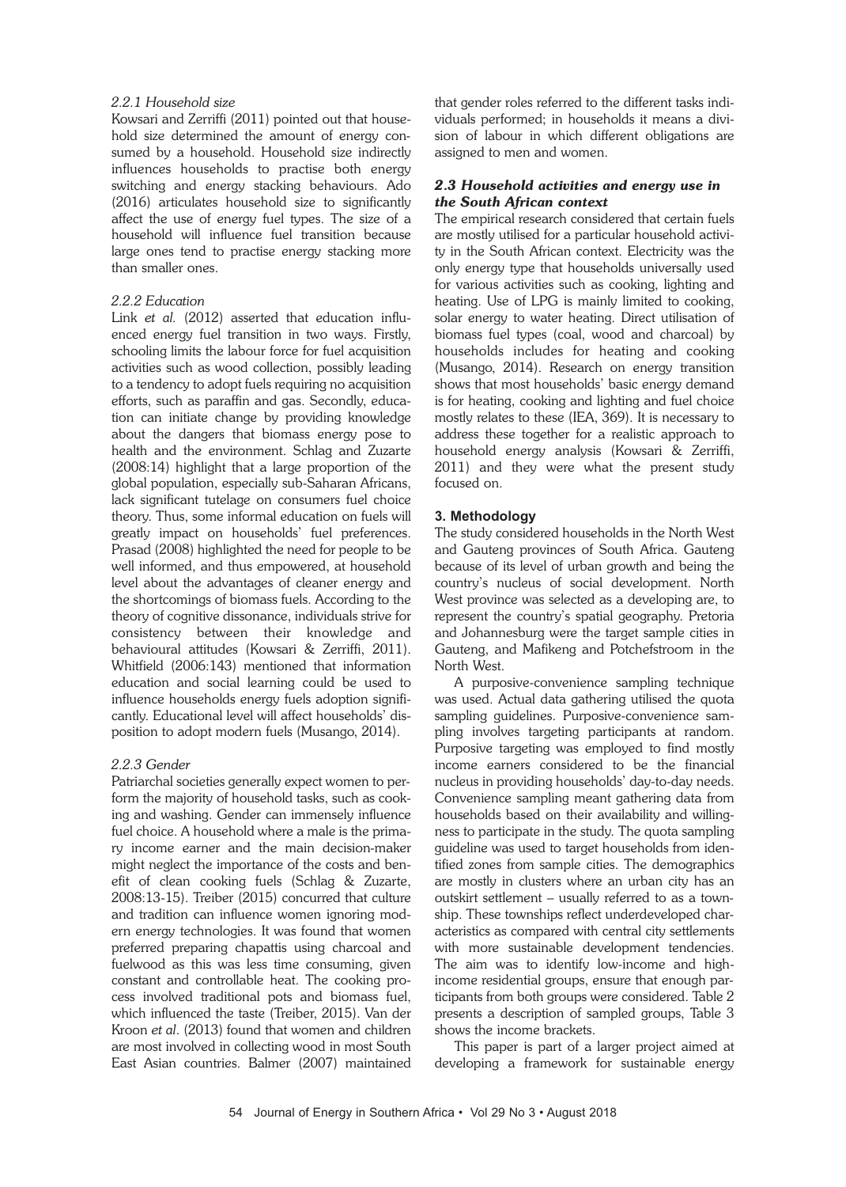#### *2.2.1 Household size*

Kowsari and Zerriffi (2011) pointed out that household size determined the amount of energy consumed by a household. Household size indirectly influences households to practise both energy switching and energy stacking behaviours. Ado (2016) articulates household size to significantly affect the use of energy fuel types. The size of a household will influence fuel transition because large ones tend to practise energy stacking more than smaller ones.

#### *2.2.2 Education*

Link *et al.* (2012) asserted that education influenced energy fuel transition in two ways. Firstly, schooling limits the labour force for fuel acquisition activities such as wood collection, possibly leading to a tendency to adopt fuels requiring no acquisition efforts, such as paraffin and gas. Secondly, education can initiate change by providing knowledge about the dangers that biomass energy pose to health and the environment. Schlag and Zuzarte (2008:14) highlight that a large proportion of the global population, especially sub-Saharan Africans, lack significant tutelage on consumers fuel choice theory. Thus, some informal education on fuels will greatly impact on households' fuel preferences. Prasad (2008) highlighted the need for people to be well informed, and thus empowered, at household level about the advantages of cleaner energy and the shortcomings of biomass fuels. According to the theory of cognitive dissonance, individuals strive for consistency between their knowledge and behavioural attitudes (Kowsari & Zerriffi, 2011). Whitfield (2006:143) mentioned that information education and social learning could be used to influence households energy fuels adoption significantly. Educational level will affect households' disposition to adopt modern fuels (Musango, 2014).

#### *2.2.3 Gender*

Patriarchal societies generally expect women to perform the majority of household tasks, such as cooking and washing. Gender can immensely influence fuel choice. A household where a male is the primary income earner and the main decision-maker might neglect the importance of the costs and benefit of clean cooking fuels (Schlag & Zuzarte, 2008:13-15). Treiber (2015) concurred that culture and tradition can influence women ignoring modern energy technologies. It was found that women preferred preparing chapattis using charcoal and fuelwood as this was less time consuming, given constant and controllable heat. The cooking process involved traditional pots and biomass fuel, which influenced the taste (Treiber, 2015). Van der Kroon *et al*. (2013) found that women and children are most involved in collecting wood in most South East Asian countries. Balmer (2007) maintained that gender roles referred to the different tasks individuals performed; in households it means a division of labour in which different obligations are assigned to men and women.

### *2.3 Household activities and energy use in the South African context*

The empirical research considered that certain fuels are mostly utilised for a particular household activity in the South African context. Electricity was the only energy type that households universally used for various activities such as cooking, lighting and heating. Use of LPG is mainly limited to cooking, solar energy to water heating. Direct utilisation of biomass fuel types (coal, wood and charcoal) by households includes for heating and cooking (Musango, 2014). Research on energy transition shows that most households' basic energy demand is for heating, cooking and lighting and fuel choice mostly relates to these (IEA, 369). It is necessary to address these together for a realistic approach to household energy analysis (Kowsari & Zerriffi, 2011) and they were what the present study focused on.

## 3. Methodology

The study considered households in the North West and Gauteng provinces of South Africa. Gauteng because of its level of urban growth and being the country's nucleus of social development. North West province was selected as a developing are, to represent the country's spatial geography. Pretoria and Johannesburg were the target sample cities in Gauteng, and Mafikeng and Potchefstroom in the North West.

A purposive-convenience sampling technique was used. Actual data gathering utilised the quota sampling guidelines. Purposive-convenience sampling involves targeting participants at random. Purposive targeting was employed to find mostly income earners considered to be the financial nucleus in providing households' day-to-day needs. Convenience sampling meant gathering data from households based on their availability and willingness to participate in the study. The quota sampling guideline was used to target households from identified zones from sample cities. The demographics are mostly in clusters where an urban city has an outskirt settlement – usually referred to as a township. These townships reflect underdeveloped characteristics as compared with central city settlements with more sustainable development tendencies. The aim was to identify low-income and high-income residential groups, ensure that enough participants from both groups were considered. Table 2 presents a description of sampled groups, Table 3 shows the income brackets.

This paper is part of a larger project aimed at developing a framework for sustainable energy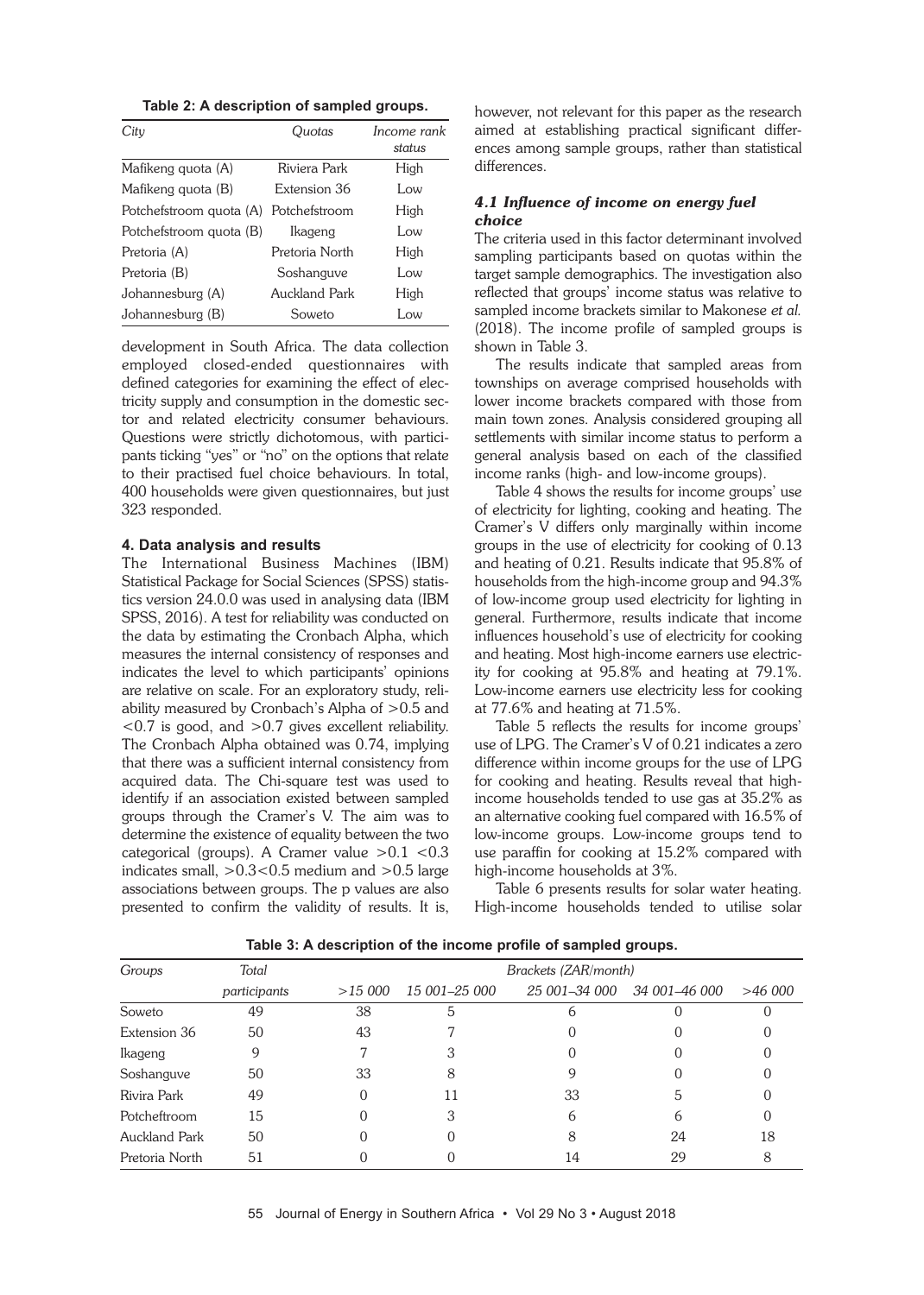**Table 2: A description of sampled groups.**

| City | Quotas | Income rank status |
|---|---|---|
| Mafikeng quota (A) | Riviera Park | High |
| Mafikeng quota (B) | Extension 36 | Low |
| Potchefstroom quota (A) | Potchefstroom | High |
| Potchefstroom quota (B) | Ikageng | Low |
| Pretoria (A) | Pretoria North | High |
| Pretoria (B) | Soshanguve | Low |
| Johannesburg (A) | Auckland Park | High |
| Johannesburg (B) | Soweto | Low |

development in South Africa. The data collection employed closed-ended questionnaires with defined categories for examining the effect of electricity supply and consumption in the domestic sector and related electricity consumer behaviours. Questions were strictly dichotomous, with participants ticking "yes" or "no" on the options that relate to their practised fuel choice behaviours. In total, 400 households were given questionnaires, but just 323 responded.

## 4. Data analysis and results

The International Business Machines (IBM) Statistical Package for Social Sciences (SPSS) statistics version 24.0.0 was used in analysing data (IBM SPSS, 2016). A test for reliability was conducted on the data by estimating the Cronbach Alpha, which measures the internal consistency of responses and indicates the level to which participants' opinions are relative on scale. For an exploratory study, reliability measured by Cronbach's Alpha of >0.5 and <0.7 is good, and >0.7 gives excellent reliability. The Cronbach Alpha obtained was 0.74, implying that there was a sufficient internal consistency from acquired data. The Chi-square test was used to identify if an association existed between sampled groups through the Cramer's V. The aim was to determine the existence of equality between the two categorical (groups). A Cramer value >0.1 <0.3 indicates small, >0.3<0.5 medium and >0.5 large associations between groups. The p values are also presented to confirm the validity of results. It is, however, not relevant for this paper as the research aimed at establishing practical significant differences among sample groups, rather than statistical differences.

### *4.1 Influence of income on energy fuel choice*

The criteria used in this factor determinant involved sampling participants based on quotas within the target sample demographics. The investigation also reflected that groups' income status was relative to sampled income brackets similar to Makonese *et al.* (2018). The income profile of sampled groups is shown in Table 3.

The results indicate that sampled areas from townships on average comprised households with lower income brackets compared with those from main town zones. Analysis considered grouping all settlements with similar income status to perform a general analysis based on each of the classified income ranks (high- and low-income groups).

Table 4 shows the results for income groups' use of electricity for lighting, cooking and heating. The Cramer's V differs only marginally within income groups in the use of electricity for cooking of 0.13 and heating of 0.21. Results indicate that 95.8% of households from the high-income group and 94.3% of low-income group used electricity for lighting in general. Furthermore, results indicate that income influences household's use of electricity for cooking and heating. Most high-income earners use electricity for cooking at 95.8% and heating at 79.1%. Low-income earners use electricity less for cooking at 77.6% and heating at 71.5%.

Table 5 reflects the results for income groups' use of LPG. The Cramer's V of 0.21 indicates a zero difference within income groups for the use of LPG for cooking and heating. Results reveal that high-income households tended to use gas at 35.2% as an alternative cooking fuel compared with 16.5% of low-income groups. Low-income groups tend to use paraffin for cooking at 15.2% compared with high-income households at 3%.

Table 6 presents results for solar water heating. High-income households tended to utilise solar

**Table 3: A description of the income profile of sampled groups.**

| Groups | Total participants | Brackets (ZAR/month) | | | | |
|---|---|---|---|---|---|---|
| | | >15 000 | 15 001–25 000 | 25 001–34 000 | 34 001–46 000 | >46 000 |
| Soweto | 49 | 38 | 5 | 6 | 0 | 0 |
| Extension 36 | 50 | 43 | 7 | 0 | 0 | 0 |
| Ikageng | 9 | 7 | 3 | 0 | 0 | 0 |
| Soshanguve | 50 | 33 | 8 | 9 | 0 | 0 |
| Rivira Park | 49 | 0 | 11 | 33 | 5 | 0 |
| Potcheftroom | 15 | 0 | 3 | 6 | 6 | 0 |
| Auckland Park | 50 | 0 | 0 | 8 | 24 | 18 |
| Pretoria North | 51 | 0 | 0 | 14 | 29 | 8 |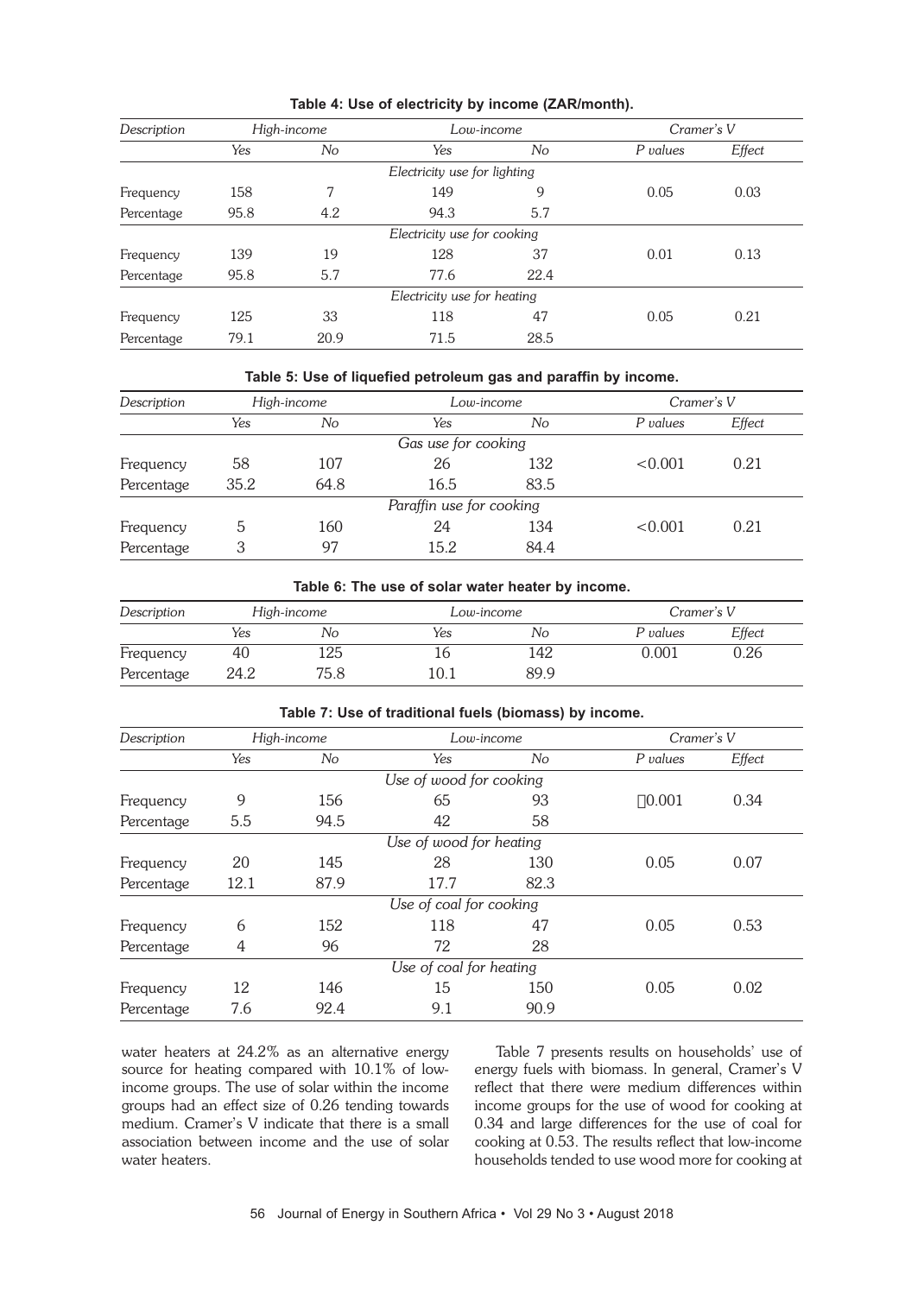**Table 4: Use of electricity by income (ZAR/month).**

| *Description* | *High-income* | | *Low-income* | | *Cramer's V* | |
|---|---|---|---|---|---|---|
| | *Yes* | *No* | *Yes* | *No* | *P values* | *Effect* |
| *Electricity use for lighting* | | | | | | |
| Frequency | 158 | 7 | 149 | 9 | 0.05 | 0.03 |
| Percentage | 95.8 | 4.2 | 94.3 | 5.7 | | |
| *Electricity use for cooking* | | | | | | |
| Frequency | 139 | 19 | 128 | 37 | 0.01 | 0.13 |
| Percentage | 95.8 | 5.7 | 77.6 | 22.4 | | |
| *Electricity use for heating* | | | | | | |
| Frequency | 125 | 33 | 118 | 47 | 0.05 | 0.21 |
| Percentage | 79.1 | 20.9 | 71.5 | 28.5 | | |

**Table 5: Use of liquefied petroleum gas and paraffin by income.**

| *Description* | *High-income* | | *Low-income* | | *Cramer's V* | |
|---|---|---|---|---|---|---|
| | *Yes* | *No* | *Yes* | *No* | *P values* | *Effect* |
| *Gas use for cooking* | | | | | | |
| Frequency | 58 | 107 | 26 | 132 | <0.001 | 0.21 |
| Percentage | 35.2 | 64.8 | 16.5 | 83.5 | | |
| *Paraffin use for cooking* | | | | | | |
| Frequency | 5 | 160 | 24 | 134 | <0.001 | 0.21 |
| Percentage | 3 | 97 | 15.2 | 84.4 | | |

**Table 6: The use of solar water heater by income.**

| *Description* | *High-income* | | *Low-income* | | *Cramer's V* | |
|---|---|---|---|---|---|---|
| | *Yes* | *No* | *Yes* | *No* | *P values* | *Effect* |
| Frequency | 40 | 125 | 16 | 142 | 0.001 | 0.26 |
| Percentage | 24.2 | 75.8 | 10.1 | 89.9 | | |

**Table 7: Use of traditional fuels (biomass) by income.**

| *Description* | *High-income* | | *Low-income* | | *Cramer's V* | |
|---|---|---|---|---|---|---|
| | *Yes* | *No* | *Yes* | *No* | *P values* | *Effect* |
| *Use of wood for cooking* | | | | | | |
| Frequency | 9 | 156 | 65 | 93 | 0.001 | 0.34 |
| Percentage | 5.5 | 94.5 | 42 | 58 | | |
| *Use of wood for heating* | | | | | | |
| Frequency | 20 | 145 | 28 | 130 | 0.05 | 0.07 |
| Percentage | 12.1 | 87.9 | 17.7 | 82.3 | | |
| *Use of coal for cooking* | | | | | | |
| Frequency | 6 | 152 | 118 | 47 | 0.05 | 0.53 |
| Percentage | 4 | 96 | 72 | 28 | | |
| *Use of coal for heating* | | | | | | |
| Frequency | 12 | 146 | 15 | 150 | 0.05 | 0.02 |
| Percentage | 7.6 | 92.4 | 9.1 | 90.9 | | |

water heaters at 24.2% as an alternative energy source for heating compared with 10.1% of low-income groups. The use of solar within the income groups had an effect size of 0.26 tending towards medium. Cramer's V indicate that there is a small association between income and the use of solar water heaters.

Table 7 presents results on households' use of energy fuels with biomass. In general, Cramer's V reflect that there were medium differences within income groups for the use of wood for cooking at 0.34 and large differences for the use of coal for cooking at 0.53. The results reflect that low-income households tended to use wood more for cooking at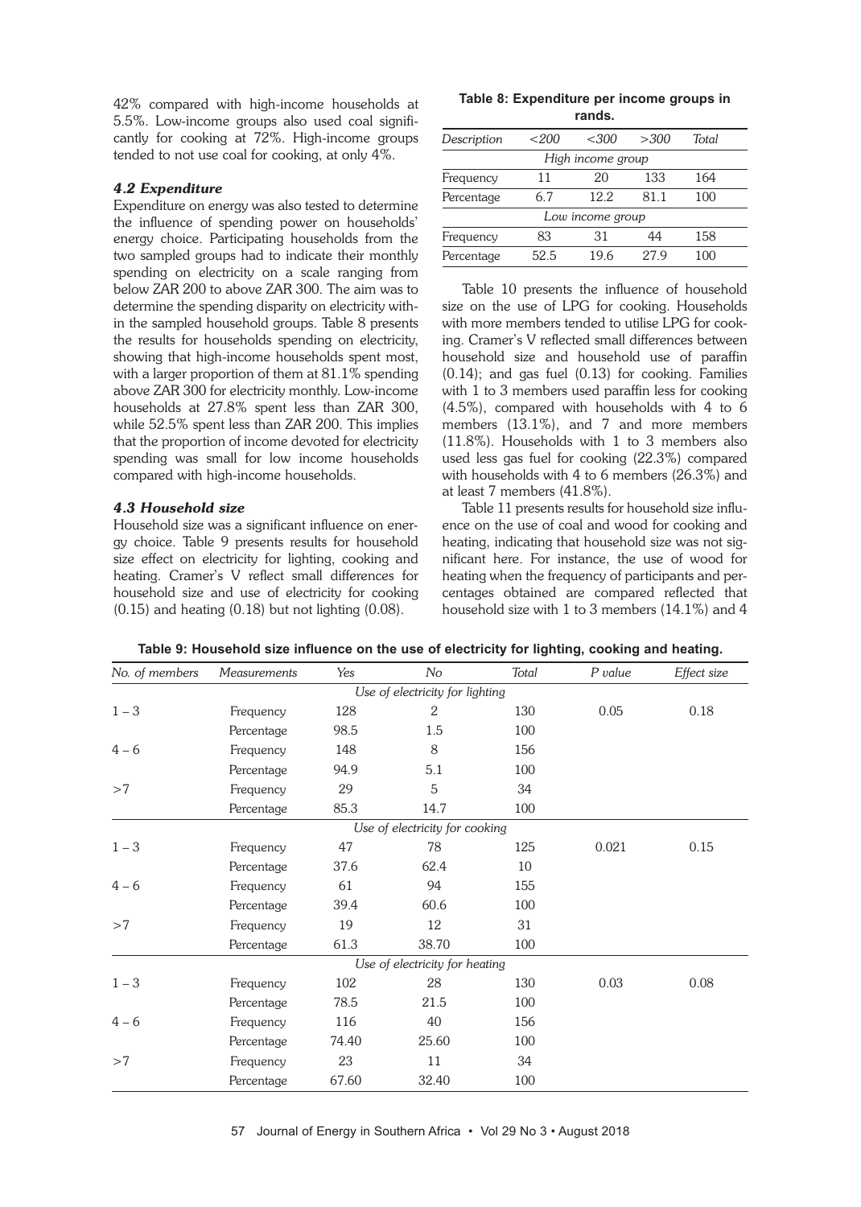42% compared with high-income households at 5.5%. Low-income groups also used coal significantly for cooking at 72%. High-income groups tended to not use coal for cooking, at only 4%.

### *4.2 Expenditure*

Expenditure on energy was also tested to determine the influence of spending power on households' energy choice. Participating households from the two sampled groups had to indicate their monthly spending on electricity on a scale ranging from below ZAR 200 to above ZAR 300. The aim was to determine the spending disparity on electricity within the sampled household groups. Table 8 presents the results for households spending on electricity, showing that high-income households spent most, with a larger proportion of them at 81.1% spending above ZAR 300 for electricity monthly. Low-income households at 27.8% spent less than ZAR 300, while 52.5% spent less than ZAR 200. This implies that the proportion of income devoted for electricity spending was small for low income households compared with high-income households.

### *4.3 Household size*

Household size was a significant influence on energy choice. Table 9 presents results for household size effect on electricity for lighting, cooking and heating. Cramer's V reflect small differences for household size and use of electricity for cooking (0.15) and heating (0.18) but not lighting (0.08).

**Table 8: Expenditure per income groups in rands.**

| *Description* | *<200* | *<300* | *>300* | *Total* |
|---|---|---|---|---|
| | | *High income group* | | |
| Frequency | 11 | 20 | 133 | 164 |
| Percentage | 6.7 | 12.2 | 81.1 | 100 |
| | | *Low income group* | | |
| Frequency | 83 | 31 | 44 | 158 |
| Percentage | 52.5 | 19.6 | 27.9 | 100 |

Table 10 presents the influence of household size on the use of LPG for cooking. Households with more members tended to utilise LPG for cooking. Cramer's V reflected small differences between household size and household use of paraffin (0.14); and gas fuel (0.13) for cooking. Families with 1 to 3 members used paraffin less for cooking (4.5%), compared with households with 4 to 6 members (13.1%), and 7 and more members (11.8%). Households with 1 to 3 members also used less gas fuel for cooking (22.3%) compared with households with 4 to 6 members (26.3%) and at least 7 members (41.8%).

Table 11 presents results for household size influence on the use of coal and wood for cooking and heating, indicating that household size was not significant here. For instance, the use of wood for heating when the frequency of participants and percentages obtained are compared reflected that household size with 1 to 3 members (14.1%) and 4

**Table 9: Household size influence on the use of electricity for lighting, cooking and heating.**

| *No. of members* | *Measurements* | *Yes* | *No* | *Total* | *P value* | *Effect size* |
|---|---|---|---|---|---|---|
| | | | *Use of electricity for lighting* | | | |
| 1 – 3 | Frequency | 128 | 2 | 130 | 0.05 | 0.18 |
| | Percentage | 98.5 | 1.5 | 100 | | |
| 4 – 6 | Frequency | 148 | 8 | 156 | | |
| | Percentage | 94.9 | 5.1 | 100 | | |
| >7 | Frequency | 29 | 5 | 34 | | |
| | Percentage | 85.3 | 14.7 | 100 | | |
| | | | *Use of electricity for cooking* | | | |
| 1 – 3 | Frequency | 47 | 78 | 125 | 0.021 | 0.15 |
| | Percentage | 37.6 | 62.4 | 10 | | |
| 4 – 6 | Frequency | 61 | 94 | 155 | | |
| | Percentage | 39.4 | 60.6 | 100 | | |
| >7 | Frequency | 19 | 12 | 31 | | |
| | Percentage | 61.3 | 38.70 | 100 | | |
| | | | *Use of electricity for heating* | | | |
| 1 – 3 | Frequency | 102 | 28 | 130 | 0.03 | 0.08 |
| | Percentage | 78.5 | 21.5 | 100 | | |
| 4 – 6 | Frequency | 116 | 40 | 156 | | |
| | Percentage | 74.40 | 25.60 | 100 | | |
| >7 | Frequency | 23 | 11 | 34 | | |
| | Percentage | 67.60 | 32.40 | 100 | | |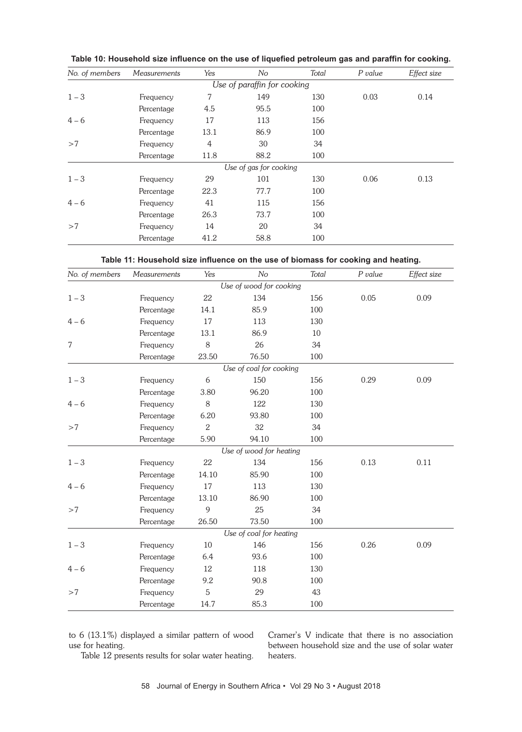**Table 10: Household size influence on the use of liquefied petroleum gas and paraffin for cooking.**

| No. of members | Measurements | Yes | No | Total | P value | Effect size |
|---|---|---|---|---|---|---|
| | | | Use of paraffin for cooking | | | |
| 1 – 3 | Frequency | 7 | 149 | 130 | 0.03 | 0.14 |
| | Percentage | 4.5 | 95.5 | 100 | | |
| 4 – 6 | Frequency | 17 | 113 | 156 | | |
| | Percentage | 13.1 | 86.9 | 100 | | |
| >7 | Frequency | 4 | 30 | 34 | | |
| | Percentage | 11.8 | 88.2 | 100 | | |
| | | | Use of gas for cooking | | | |
| 1 – 3 | Frequency | 29 | 101 | 130 | 0.06 | 0.13 |
| | Percentage | 22.3 | 77.7 | 100 | | |
| 4 – 6 | Frequency | 41 | 115 | 156 | | |
| | Percentage | 26.3 | 73.7 | 100 | | |
| >7 | Frequency | 14 | 20 | 34 | | |
| | Percentage | 41.2 | 58.8 | 100 | | |

**Table 11: Household size influence on the use of biomass for cooking and heating.**

| No. of members | Measurements | Yes | No | Total | P value | Effect size |
|---|---|---|---|---|---|---|
| | | | Use of wood for cooking | | | |
| 1 – 3 | Frequency | 22 | 134 | 156 | 0.05 | 0.09 |
| | Percentage | 14.1 | 85.9 | 100 | | |
| 4 – 6 | Frequency | 17 | 113 | 130 | | |
| | Percentage | 13.1 | 86.9 | 10 | | |
| 7 | Frequency | 8 | 26 | 34 | | |
| | Percentage | 23.50 | 76.50 | 100 | | |
| | | | Use of coal for cooking | | | |
| 1 – 3 | Frequency | 6 | 150 | 156 | 0.29 | 0.09 |
| | Percentage | 3.80 | 96.20 | 100 | | |
| 4 – 6 | Frequency | 8 | 122 | 130 | | |
| | Percentage | 6.20 | 93.80 | 100 | | |
| >7 | Frequency | 2 | 32 | 34 | | |
| | Percentage | 5.90 | 94.10 | 100 | | |
| | | | Use of wood for heating | | | |
| 1 – 3 | Frequency | 22 | 134 | 156 | 0.13 | 0.11 |
| | Percentage | 14.10 | 85.90 | 100 | | |
| 4 – 6 | Frequency | 17 | 113 | 130 | | |
| | Percentage | 13.10 | 86.90 | 100 | | |
| >7 | Frequency | 9 | 25 | 34 | | |
| | Percentage | 26.50 | 73.50 | 100 | | |
| | | | Use of coal for heating | | | |
| 1 – 3 | Frequency | 10 | 146 | 156 | 0.26 | 0.09 |
| | Percentage | 6.4 | 93.6 | 100 | | |
| 4 – 6 | Frequency | 12 | 118 | 130 | | |
| | Percentage | 9.2 | 90.8 | 100 | | |
| >7 | Frequency | 5 | 29 | 43 | | |
| | Percentage | 14.7 | 85.3 | 100 | | |

to 6 (13.1%) displayed a similar pattern of wood use for heating.

Table 12 presents results for solar water heating. Cramer's V indicate that there is no association between household size and the use of solar water heaters.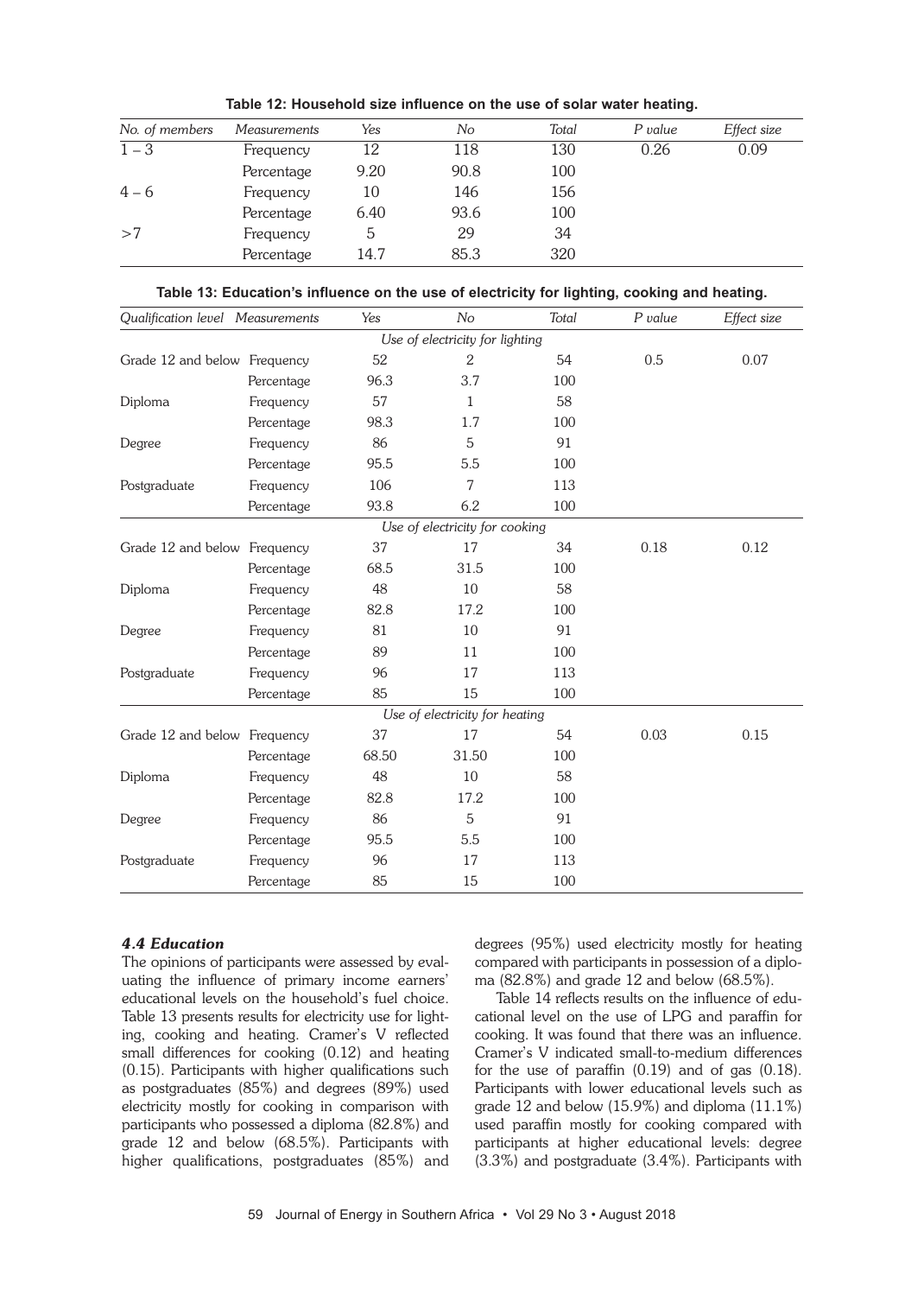**Table 12: Household size influence on the use of solar water heating.**

| *No. of members* | *Measurements* | *Yes* | *No* | *Total* | *P value* | *Effect size* |
|---|---|---|---|---|---|---|
| 1 – 3 | Frequency | 12 | 118 | 130 | 0.26 | 0.09 |
| | Percentage | 9.20 | 90.8 | 100 | | |
| 4 – 6 | Frequency | 10 | 146 | 156 | | |
| | Percentage | 6.40 | 93.6 | 100 | | |
| >7 | Frequency | 5 | 29 | 34 | | |
| | Percentage | 14.7 | 85.3 | 320 | | |

**Table 13: Education's influence on the use of electricity for lighting, cooking and heating.**

| *Qualification level* | *Measurements* | *Yes* | *No* | *Total* | *P value* | *Effect size* |
|---|---|---|---|---|---|---|
| | | | *Use of electricity for lighting* | | | |
| Grade 12 and below | Frequency | 52 | 2 | 54 | 0.5 | 0.07 |
| | Percentage | 96.3 | 3.7 | 100 | | |
| Diploma | Frequency | 57 | 1 | 58 | | |
| | Percentage | 98.3 | 1.7 | 100 | | |
| Degree | Frequency | 86 | 5 | 91 | | |
| | Percentage | 95.5 | 5.5 | 100 | | |
| Postgraduate | Frequency | 106 | 7 | 113 | | |
| | Percentage | 93.8 | 6.2 | 100 | | |
| | | | *Use of electricity for cooking* | | | |
| Grade 12 and below | Frequency | 37 | 17 | 34 | 0.18 | 0.12 |
| | Percentage | 68.5 | 31.5 | 100 | | |
| Diploma | Frequency | 48 | 10 | 58 | | |
| | Percentage | 82.8 | 17.2 | 100 | | |
| Degree | Frequency | 81 | 10 | 91 | | |
| | Percentage | 89 | 11 | 100 | | |
| Postgraduate | Frequency | 96 | 17 | 113 | | |
| | Percentage | 85 | 15 | 100 | | |
| | | | *Use of electricity for heating* | | | |
| Grade 12 and below | Frequency | 37 | 17 | 54 | 0.03 | 0.15 |
| | Percentage | 68.50 | 31.50 | 100 | | |
| Diploma | Frequency | 48 | 10 | 58 | | |
| | Percentage | 82.8 | 17.2 | 100 | | |
| Degree | Frequency | 86 | 5 | 91 | | |
| | Percentage | 95.5 | 5.5 | 100 | | |
| Postgraduate | Frequency | 96 | 17 | 113 | | |
| | Percentage | 85 | 15 | 100 | | |

### *4.4 Education*

The opinions of participants were assessed by evaluating the influence of primary income earners' educational levels on the household's fuel choice. Table 13 presents results for electricity use for lighting, cooking and heating. Cramer's V reflected small differences for cooking (0.12) and heating (0.15). Participants with higher qualifications such as postgraduates (85%) and degrees (89%) used electricity mostly for cooking in comparison with participants who possessed a diploma (82.8%) and grade 12 and below (68.5%). Participants with higher qualifications, postgraduates (85%) and degrees (95%) used electricity mostly for heating compared with participants in possession of a diploma (82.8%) and grade 12 and below (68.5%).

Table 14 reflects results on the influence of educational level on the use of LPG and paraffin for cooking. It was found that there was an influence. Cramer's V indicated small-to-medium differences for the use of paraffin (0.19) and of gas (0.18). Participants with lower educational levels such as grade 12 and below (15.9%) and diploma (11.1%) used paraffin mostly for cooking compared with participants at higher educational levels: degree (3.3%) and postgraduate (3.4%). Participants with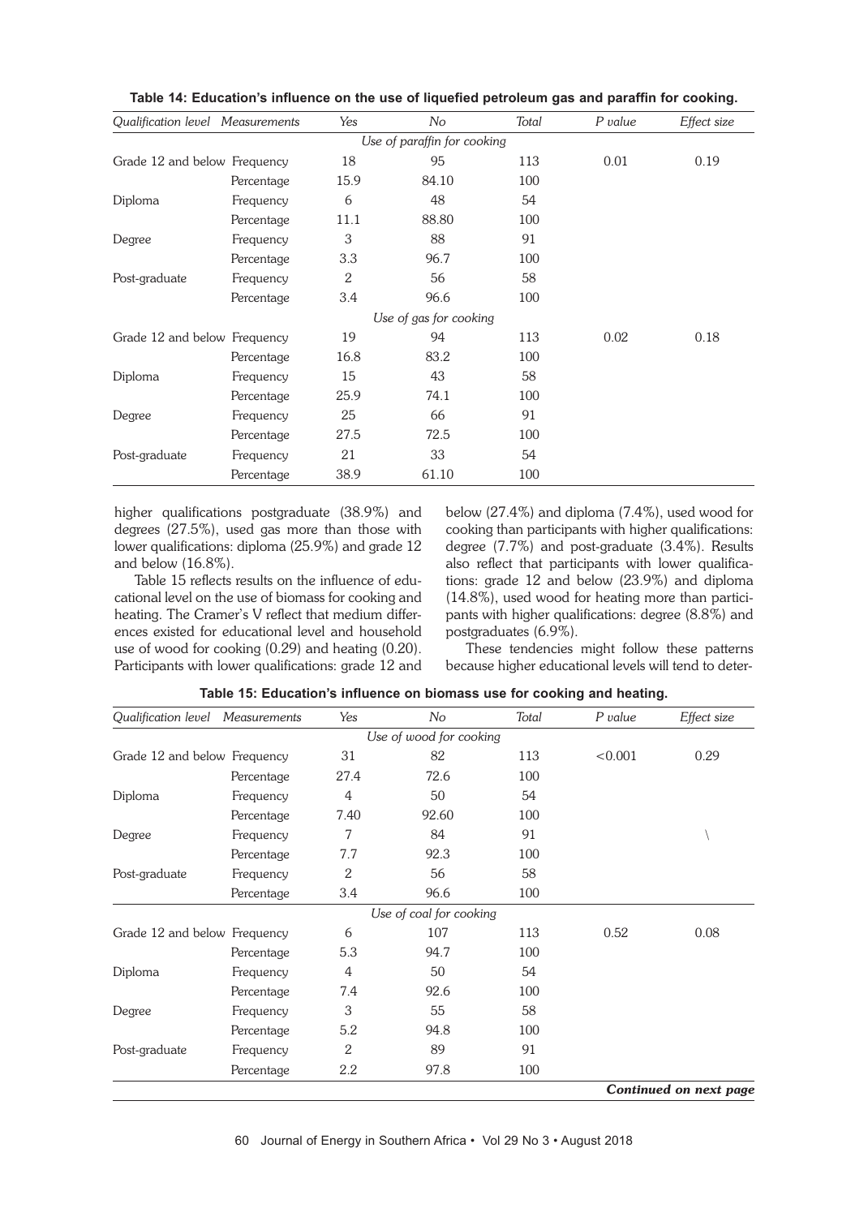**Table 14: Education's influence on the use of liquefied petroleum gas and paraffin for cooking.**

| Qualification level | Measurements | Yes | No | Total | P value | Effect size |
|---|---|---|---|---|---|---|
| | | | *Use of paraffin for cooking* | | | |
| Grade 12 and below | Frequency | 18 | 95 | 113 | 0.01 | 0.19 |
| | Percentage | 15.9 | 84.10 | 100 | | |
| Diploma | Frequency | 6 | 48 | 54 | | |
| | Percentage | 11.1 | 88.80 | 100 | | |
| Degree | Frequency | 3 | 88 | 91 | | |
| | Percentage | 3.3 | 96.7 | 100 | | |
| Post-graduate | Frequency | 2 | 56 | 58 | | |
| | Percentage | 3.4 | 96.6 | 100 | | |
| | | | *Use of gas for cooking* | | | |
| Grade 12 and below | Frequency | 19 | 94 | 113 | 0.02 | 0.18 |
| | Percentage | 16.8 | 83.2 | 100 | | |
| Diploma | Frequency | 15 | 43 | 58 | | |
| | Percentage | 25.9 | 74.1 | 100 | | |
| Degree | Frequency | 25 | 66 | 91 | | |
| | Percentage | 27.5 | 72.5 | 100 | | |
| Post-graduate | Frequency | 21 | 33 | 54 | | |
| | Percentage | 38.9 | 61.10 | 100 | | |

higher qualifications postgraduate (38.9%) and degrees (27.5%), used gas more than those with lower qualifications: diploma (25.9%) and grade 12 and below (16.8%).

Table 15 reflects results on the influence of educational level on the use of biomass for cooking and heating. The Cramer's V reflect that medium differences existed for educational level and household use of wood for cooking (0.29) and heating (0.20). Participants with lower qualifications: grade 12 and below (27.4%) and diploma (7.4%), used wood for cooking than participants with higher qualifications: degree (7.7%) and post-graduate (3.4%). Results also reflect that participants with lower qualifications: grade 12 and below (23.9%) and diploma (14.8%), used wood for heating more than participants with higher qualifications: degree (8.8%) and postgraduates (6.9%).

These tendencies might follow these patterns because higher educational levels will tend to deter-

**Table 15: Education's influence on biomass use for cooking and heating.**

| Qualification level | Measurements | Yes | No | Total | P value | Effect size |
|---|---|---|---|---|---|---|
| | | | *Use of wood for cooking* | | | |
| Grade 12 and below | Frequency | 31 | 82 | 113 | <0.001 | 0.29 |
| | Percentage | 27.4 | 72.6 | 100 | | |
| Diploma | Frequency | 4 | 50 | 54 | | |
| | Percentage | 7.40 | 92.60 | 100 | | |
| Degree | Frequency | 7 | 84 | 91 | | \ |
| | Percentage | 7.7 | 92.3 | 100 | | |
| Post-graduate | Frequency | 2 | 56 | 58 | | |
| | Percentage | 3.4 | 96.6 | 100 | | |
| | | | *Use of coal for cooking* | | | |
| Grade 12 and below | Frequency | 6 | 107 | 113 | 0.52 | 0.08 |
| | Percentage | 5.3 | 94.7 | 100 | | |
| Diploma | Frequency | 4 | 50 | 54 | | |
| | Percentage | 7.4 | 92.6 | 100 | | |
| Degree | Frequency | 3 | 55 | 58 | | |
| | Percentage | 5.2 | 94.8 | 100 | | |
| Post-graduate | Frequency | 2 | 89 | 91 | | |
| | Percentage | 2.2 | 97.8 | 100 | | |

***Continued on next page***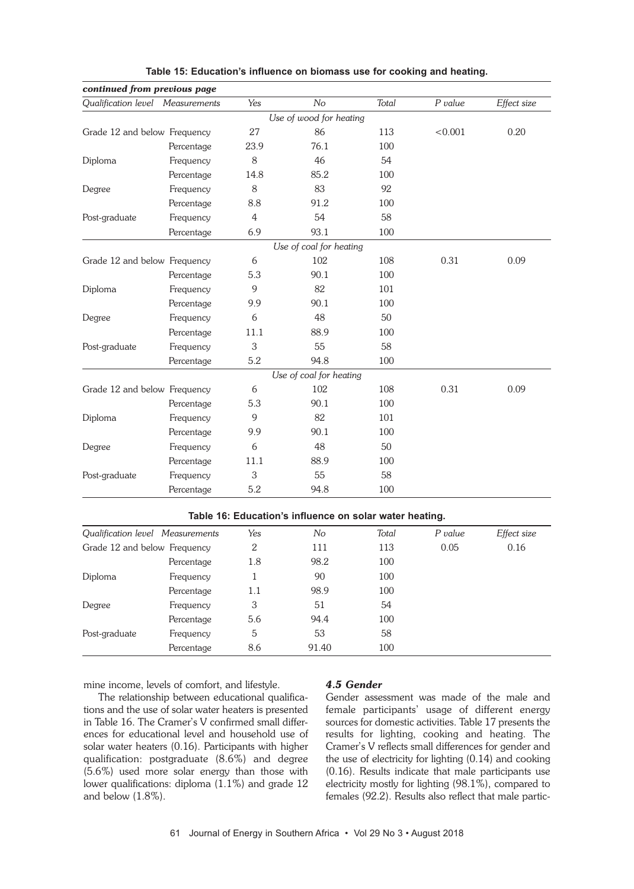**Table 15: Education's influence on biomass use for cooking and heating.**

*continued from previous page*

| Qualification level | Measurements | Yes | No | Total | P value | Effect size |
|---|---|---|---|---|---|---|
| | | | *Use of wood for heating* | | | |
| Grade 12 and below | Frequency | 27 | 86 | 113 | <0.001 | 0.20 |
| | Percentage | 23.9 | 76.1 | 100 | | |
| Diploma | Frequency | 8 | 46 | 54 | | |
| | Percentage | 14.8 | 85.2 | 100 | | |
| Degree | Frequency | 8 | 83 | 92 | | |
| | Percentage | 8.8 | 91.2 | 100 | | |
| Post-graduate | Frequency | 4 | 54 | 58 | | |
| | Percentage | 6.9 | 93.1 | 100 | | |
| | | | *Use of coal for heating* | | | |
| Grade 12 and below | Frequency | 6 | 102 | 108 | 0.31 | 0.09 |
| | Percentage | 5.3 | 90.1 | 100 | | |
| Diploma | Frequency | 9 | 82 | 101 | | |
| | Percentage | 9.9 | 90.1 | 100 | | |
| Degree | Frequency | 6 | 48 | 50 | | |
| | Percentage | 11.1 | 88.9 | 100 | | |
| Post-graduate | Frequency | 3 | 55 | 58 | | |
| | Percentage | 5.2 | 94.8 | 100 | | |
| | | | *Use of coal for heating* | | | |
| Grade 12 and below | Frequency | 6 | 102 | 108 | 0.31 | 0.09 |
| | Percentage | 5.3 | 90.1 | 100 | | |
| Diploma | Frequency | 9 | 82 | 101 | | |
| | Percentage | 9.9 | 90.1 | 100 | | |
| Degree | Frequency | 6 | 48 | 50 | | |
| | Percentage | 11.1 | 88.9 | 100 | | |
| Post-graduate | Frequency | 3 | 55 | 58 | | |
| | Percentage | 5.2 | 94.8 | 100 | | |

**Table 16: Education's influence on solar water heating.**

| Qualification level | Measurements | Yes | No | Total | P value | Effect size |
|---|---|---|---|---|---|---|
| Grade 12 and below | Frequency | 2 | 111 | 113 | 0.05 | 0.16 |
| | Percentage | 1.8 | 98.2 | 100 | | |
| Diploma | Frequency | 1 | 90 | 100 | | |
| | Percentage | 1.1 | 98.9 | 100 | | |
| Degree | Frequency | 3 | 51 | 54 | | |
| | Percentage | 5.6 | 94.4 | 100 | | |
| Post-graduate | Frequency | 5 | 53 | 58 | | |
| | Percentage | 8.6 | 91.40 | 100 | | |

mine income, levels of comfort, and lifestyle.

The relationship between educational qualifications and the use of solar water heaters is presented in Table 16. The Cramer's V confirmed small differences for educational level and household use of solar water heaters (0.16). Participants with higher qualification: postgraduate (8.6%) and degree (5.6%) used more solar energy than those with lower qualifications: diploma (1.1%) and grade 12 and below (1.8%).

### *4.5 Gender*

Gender assessment was made of the male and female participants' usage of different energy sources for domestic activities. Table 17 presents the results for lighting, cooking and heating. The Cramer's V reflects small differences for gender and the use of electricity for lighting (0.14) and cooking (0.16). Results indicate that male participants use electricity mostly for lighting (98.1%), compared to females (92.2). Results also reflect that male partic-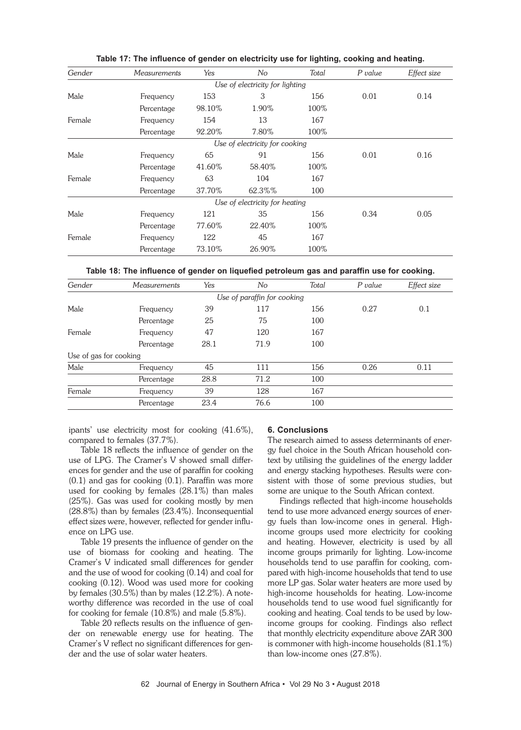**Table 17: The influence of gender on electricity use for lighting, cooking and heating.**

| *Gender* | *Measurements* | *Yes* | *No* | *Total* | *P value* | *Effect size* |
|---|---|---|---|---|---|---|
| | | | *Use of electricity for lighting* | | | |
| Male | Frequency | 153 | 3 | 156 | 0.01 | 0.14 |
| | Percentage | 98.10% | 1.90% | 100% | | |
| Female | Frequency | 154 | 13 | 167 | | |
| | Percentage | 92.20% | 7.80% | 100% | | |
| | | | *Use of electricity for cooking* | | | |
| Male | Frequency | 65 | 91 | 156 | 0.01 | 0.16 |
| | Percentage | 41.60% | 58.40% | 100% | | |
| Female | Frequency | 63 | 104 | 167 | | |
| | Percentage | 37.70% | 62.3%% | 100 | | |
| | | | *Use of electricity for heating* | | | |
| Male | Frequency | 121 | 35 | 156 | 0.34 | 0.05 |
| | Percentage | 77.60% | 22.40% | 100% | | |
| Female | Frequency | 122 | 45 | 167 | | |
| | Percentage | 73.10% | 26.90% | 100% | | |

**Table 18: The influence of gender on liquefied petroleum gas and paraffin use for cooking.**

| *Gender* | *Measurements* | *Yes* | *No* | *Total* | *P value* | *Effect size* |
|---|---|---|---|---|---|---|
| | | | *Use of paraffin for cooking* | | | |
| Male | Frequency | 39 | 117 | 156 | 0.27 | 0.1 |
| | Percentage | 25 | 75 | 100 | | |
| Female | Frequency | 47 | 120 | 167 | | |
| | Percentage | 28.1 | 71.9 | 100 | | |
| Use of gas for cooking | | | | | | |
| Male | Frequency | 45 | 111 | 156 | 0.26 | 0.11 |
| | Percentage | 28.8 | 71.2 | 100 | | |
| Female | Frequency | 39 | 128 | 167 | | |
| | Percentage | 23.4 | 76.6 | 100 | | |

ipants' use electricity most for cooking (41.6%), compared to females (37.7%).

Table 18 reflects the influence of gender on the use of LPG. The Cramer's V showed small differences for gender and the use of paraffin for cooking (0.1) and gas for cooking (0.1). Paraffin was more used for cooking by females (28.1%) than males (25%). Gas was used for cooking mostly by men (28.8%) than by females (23.4%). Inconsequential effect sizes were, however, reflected for gender influence on LPG use.

Table 19 presents the influence of gender on the use of biomass for cooking and heating. The Cramer's V indicated small differences for gender and the use of wood for cooking (0.14) and coal for cooking (0.12). Wood was used more for cooking by females (30.5%) than by males (12.2%). A noteworthy difference was recorded in the use of coal for cooking for female (10.8%) and male (5.8%).

Table 20 reflects results on the influence of gender on renewable energy use for heating. The Cramer's V reflect no significant differences for gender and the use of solar water heaters.

### 6. Conclusions

The research aimed to assess determinants of energy fuel choice in the South African household context by utilising the guidelines of the energy ladder and energy stacking hypotheses. Results were consistent with those of some previous studies, but some are unique to the South African context.

Findings reflected that high-income households tend to use more advanced energy sources of energy fuels than low-income ones in general. High-income groups used more electricity for cooking and heating. However, electricity is used by all income groups primarily for lighting. Low-income households tend to use paraffin for cooking, compared with high-income households that tend to use more LP gas. Solar water heaters are more used by high-income households for heating. Low-income households tend to use wood fuel significantly for cooking and heating. Coal tends to be used by low-income groups for cooking. Findings also reflect that monthly electricity expenditure above ZAR 300 is commoner with high-income households (81.1%) than low-income ones (27.8%).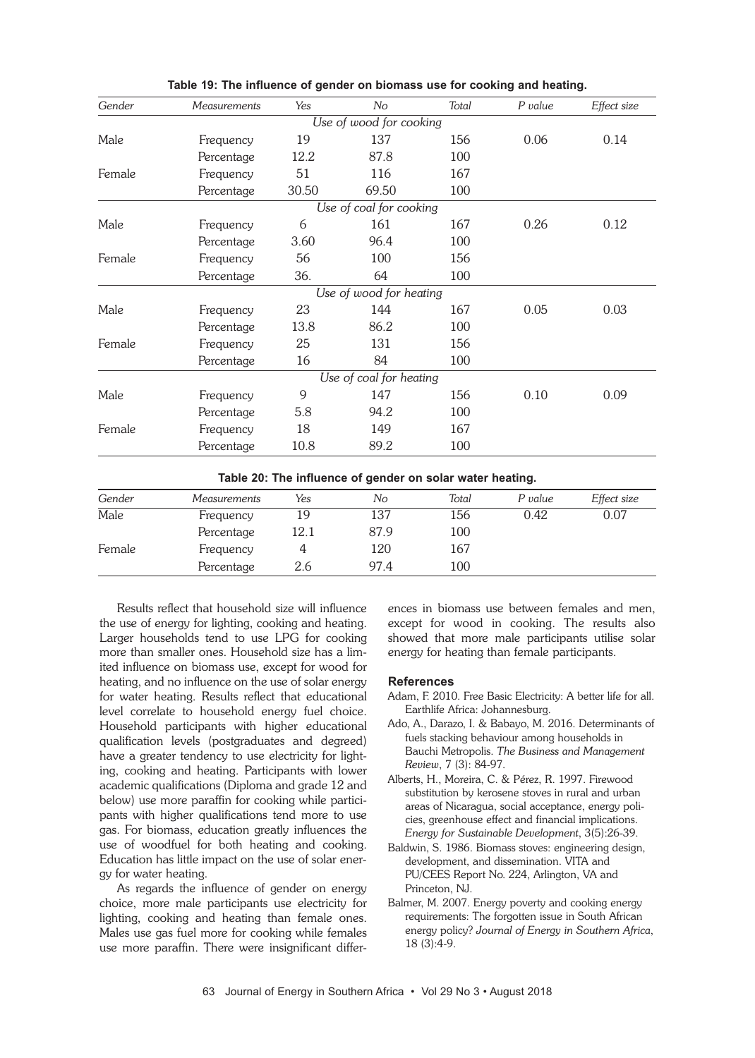**Table 19: The influence of gender on biomass use for cooking and heating.**

| *Gender* | *Measurements* | *Yes* | *No* | *Total* | *P value* | *Effect size* |
|---|---|---|---|---|---|---|
| | | | *Use of wood for cooking* | | | |
| Male | Frequency | 19 | 137 | 156 | 0.06 | 0.14 |
| | Percentage | 12.2 | 87.8 | 100 | | |
| Female | Frequency | 51 | 116 | 167 | | |
| | Percentage | 30.50 | 69.50 | 100 | | |
| | | | *Use of coal for cooking* | | | |
| Male | Frequency | 6 | 161 | 167 | 0.26 | 0.12 |
| | Percentage | 3.60 | 96.4 | 100 | | |
| Female | Frequency | 56 | 100 | 156 | | |
| | Percentage | 36. | 64 | 100 | | |
| | | | *Use of wood for heating* | | | |
| Male | Frequency | 23 | 144 | 167 | 0.05 | 0.03 |
| | Percentage | 13.8 | 86.2 | 100 | | |
| Female | Frequency | 25 | 131 | 156 | | |
| | Percentage | 16 | 84 | 100 | | |
| | | | *Use of coal for heating* | | | |
| Male | Frequency | 9 | 147 | 156 | 0.10 | 0.09 |
| | Percentage | 5.8 | 94.2 | 100 | | |
| Female | Frequency | 18 | 149 | 167 | | |
| | Percentage | 10.8 | 89.2 | 100 | | |

**Table 20: The influence of gender on solar water heating.**

| *Gender* | *Measurements* | *Yes* | *No* | *Total* | *P value* | *Effect size* |
|---|---|---|---|---|---|---|
| Male | Frequency | 19 | 137 | 156 | 0.42 | 0.07 |
| | Percentage | 12.1 | 87.9 | 100 | | |
| Female | Frequency | 4 | 120 | 167 | | |
| | Percentage | 2.6 | 97.4 | 100 | | |

Results reflect that household size will influence the use of energy for lighting, cooking and heating. Larger households tend to use LPG for cooking more than smaller ones. Household size has a limited influence on biomass use, except for wood for heating, and no influence on the use of solar energy for water heating. Results reflect that educational level correlate to household energy fuel choice. Household participants with higher educational qualification levels (postgraduates and degreed) have a greater tendency to use electricity for lighting, cooking and heating. Participants with lower academic qualifications (Diploma and grade 12 and below) use more paraffin for cooking while participants with higher qualifications tend more to use gas. For biomass, education greatly influences the use of woodfuel for both heating and cooking. Education has little impact on the use of solar energy for water heating.

As regards the influence of gender on energy choice, more male participants use electricity for lighting, cooking and heating than female ones. Males use gas fuel more for cooking while females use more paraffin. There were insignificant differences in biomass use between females and men, except for wood in cooking. The results also showed that more male participants utilise solar energy for heating than female participants.

## References

Adam, F. 2010. Free Basic Electricity: A better life for all. Earthlife Africa: Johannesburg.

Ado, A., Darazo, I. & Babayo, M. 2016. Determinants of fuels stacking behaviour among households in Bauchi Metropolis. *The Business and Management Review*, 7 (3): 84-97.

Alberts, H., Moreira, C. & Pérez, R. 1997. Firewood substitution by kerosene stoves in rural and urban areas of Nicaragua, social acceptance, energy policies, greenhouse effect and financial implications. *Energy for Sustainable Development*, 3(5):26-39.

Baldwin, S. 1986. Biomass stoves: engineering design, development, and dissemination. VITA and PU/CEES Report No. 224, Arlington, VA and Princeton, NJ.

Balmer, M. 2007. Energy poverty and cooking energy requirements: The forgotten issue in South African energy policy? *Journal of Energy in Southern Africa*, 18 (3):4-9.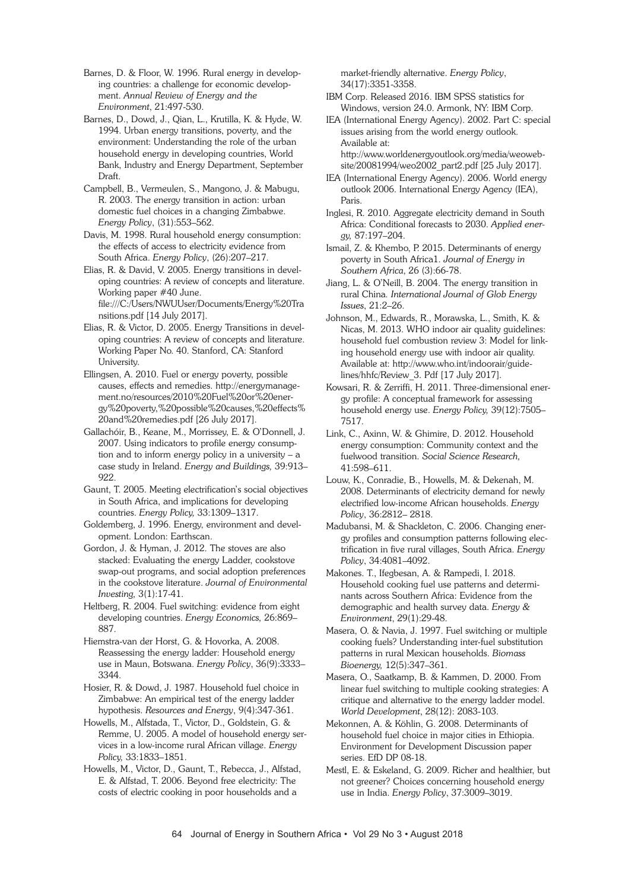Barnes, D. & Floor, W. 1996. Rural energy in developing countries: a challenge for economic development. *Annual Review of Energy and the Environment*, 21:497-530.

Barnes, D., Dowd, J., Qian, L., Krutilla, K. & Hyde, W. 1994. Urban energy transitions, poverty, and the environment: Understanding the role of the urban household energy in developing countries, World Bank, Industry and Energy Department, September Draft.

Campbell, B., Vermeulen, S., Mangono, J. & Mabugu, R. 2003. The energy transition in action: urban domestic fuel choices in a changing Zimbabwe. *Energy Policy*, (31):553–562.

Davis, M. 1998. Rural household energy consumption: the effects of access to electricity evidence from South Africa. *Energy Policy*, (26):207–217.

Elias, R. & David, V. 2005. Energy transitions in developing countries: A review of concepts and literature. Working paper #40 June. file:///C:/Users/NWUUser/Documents/Energy%20Transitions.pdf [14 July 2017].

Elias, R. & Victor, D. 2005. Energy Transitions in developing countries: A review of concepts and literature. Working Paper No. 40. Stanford, CA: Stanford University.

Ellingsen, A. 2010. Fuel or energy poverty, possible causes, effects and remedies. http://energymanagement.no/resources/2010%20Fuel%20or%20energy%20poverty,%20possible%20causes,%20effects%20and%20remedies.pdf [26 July 2017].

Gallachóir, B., Keane, M., Morrissey, E. & O'Donnell, J. 2007. Using indicators to profile energy consumption and to inform energy policy in a university – a case study in Ireland. *Energy and Buildings,* 39:913–922.

Gaunt, T. 2005. Meeting electrification's social objectives in South Africa, and implications for developing countries. *Energy Policy,* 33:1309–1317.

Goldemberg, J. 1996. Energy, environment and development. London: Earthscan.

Gordon, J. & Hyman, J. 2012. The stoves are also stacked: Evaluating the energy Ladder, cookstove swap-out programs, and social adoption preferences in the cookstove literature. *Journal of Environmental Investing,* 3(1):17-41.

Heltberg, R. 2004. Fuel switching: evidence from eight developing countries. *Energy Economics,* 26:869–887.

Hiemstra-van der Horst, G. & Hovorka, A. 2008. Reassessing the energy ladder: Household energy use in Maun, Botswana. *Energy Policy*, 36(9):3333–3344.

Hosier, R. & Dowd, J. 1987. Household fuel choice in Zimbabwe: An empirical test of the energy ladder hypothesis. *Resources and Energy*, 9(4):347-361.

Howells, M., Alfstada, T., Victor, D., Goldstein, G. & Remme, U. 2005. A model of household energy services in a low-income rural African village. *Energy Policy,* 33:1833–1851.

Howells, M., Victor, D., Gaunt, T., Rebecca, J., Alfstad, E. & Alfstad, T. 2006. Beyond free electricity: The costs of electric cooking in poor households and a market-friendly alternative. *Energy Policy*, 34(17):3351-3358.

IBM Corp. Released 2016. IBM SPSS statistics for Windows, version 24.0. Armonk, NY: IBM Corp.

IEA (International Energy Agency). 2002. Part C: special issues arising from the world energy outlook. Available at: http://www.worldenergyoutlook.org/media/weowebsite/20081994/weo2002_part2.pdf [25 July 2017].

IEA (International Energy Agency). 2006. World energy outlook 2006. International Energy Agency (IEA), Paris.

Inglesi, R. 2010. Aggregate electricity demand in South Africa: Conditional forecasts to 2030. *Applied energy,* 87:197–204.

Ismail, Z. & Khembo, P. 2015. Determinants of energy poverty in South Africa1. *Journal of Energy in Southern Africa*, 26 (3):66-78.

Jiang, L. & O'Neill, B. 2004. The energy transition in rural China. *International Journal of Glob Energy Issues*, 21:2–26.

Johnson, M., Edwards, R., Morawska, L., Smith, K. & Nicas, M. 2013. WHO indoor air quality guidelines: household fuel combustion review 3: Model for linking household energy use with indoor air quality. Available at: http://www.who.int/indoorair/guidelines/hhfc/Review_3. Pdf [17 July 2017].

Kowsari, R. & Zerriffi, H. 2011. Three-dimensional energy profile: A conceptual framework for assessing household energy use. *Energy Policy,* 39(12):7505–7517.

Link, C., Axinn, W. & Ghimire, D. 2012. Household energy consumption: Community context and the fuelwood transition. *Social Science Research,* 41:598–611.

Louw, K., Conradie, B., Howells, M. & Dekenah, M. 2008. Determinants of electricity demand for newly electrified low-income African households. *Energy Policy*, 36:2812– 2818.

Madubansi, M. & Shackleton, C. 2006. Changing energy profiles and consumption patterns following electrification in five rural villages, South Africa. *Energy Policy*, 34:4081–4092.

Makones. T., Ifegbesan, A. & Rampedi, I. 2018. Household cooking fuel use patterns and determinants across Southern Africa: Evidence from the demographic and health survey data. *Energy & Environment*, 29(1):29-48.

Masera, O. & Navia, J. 1997. Fuel switching or multiple cooking fuels? Understanding inter-fuel substitution patterns in rural Mexican households. *Biomass Bioenergy,* 12(5):347–361.

Masera, O., Saatkamp, B. & Kammen, D. 2000. From linear fuel switching to multiple cooking strategies: A critique and alternative to the energy ladder model. *World Development*, 28(12): 2083-103.

Mekonnen, A. & Köhlin, G. 2008. Determinants of household fuel choice in major cities in Ethiopia. Environment for Development Discussion paper series. EfD DP 08-18.

Mestl, E. & Eskeland, G. 2009. Richer and healthier, but not greener? Choices concerning household energy use in India. *Energy Policy*, 37:3009–3019.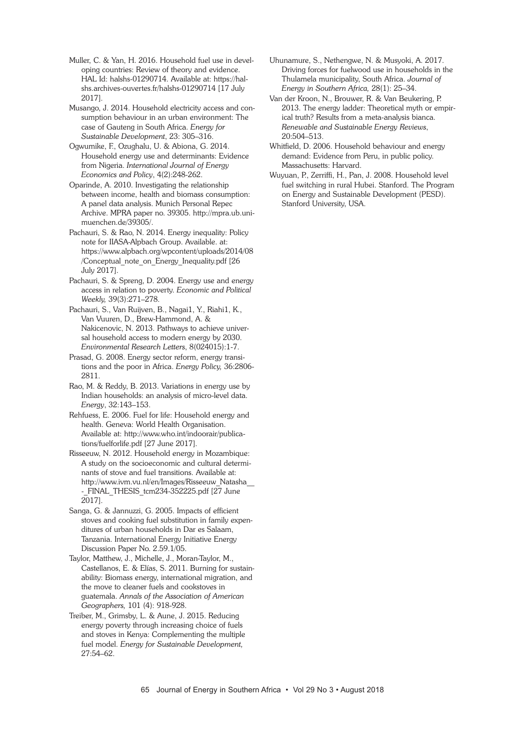Muller, C. & Yan, H. 2016. Household fuel use in developing countries: Review of theory and evidence. HAL Id: halshs-01290714. Available at: https://halshs.archives-ouvertes.fr/halshs-01290714 [17 July 2017].

Musango, J. 2014. Household electricity access and consumption behaviour in an urban environment: The case of Gauteng in South Africa. *Energy for Sustainable Development*, 23: 305–316.

Ogwumike, F., Ozughalu, U. & Abiona, G. 2014. Household energy use and determinants: Evidence from Nigeria. *International Journal of Energy Economics and Policy*, 4(2):248-262.

Oparinde, A. 2010. Investigating the relationship between income, health and biomass consumption: A panel data analysis. Munich Personal Repec Archive. MPRA paper no. 39305. http://mpra.ub.uni-muenchen.de/39305/.

Pachauri, S. & Rao, N. 2014. Energy inequality: Policy note for IIASA-Alpbach Group. Available. at: https://www.alpbach.org/wpcontent/uploads/2014/08/Conceptual_note_on_Energy_Inequality.pdf [26 July 2017].

Pachauri, S. & Spreng, D. 2004. Energy use and energy access in relation to poverty. *Economic and Political Weekly,* 39(3):271–278.

Pachauri, S., Van Ruijven, B., Nagai1, Y., Riahi1, K., Van Vuuren, D., Brew-Hammond, A. & Nakicenovic, N. 2013. Pathways to achieve universal household access to modern energy by 2030. *Environmental Research Letters*, 8(024015):1-7.

Prasad, G. 2008. Energy sector reform, energy transitions and the poor in Africa. *Energy Policy,* 36:2806-2811.

Rao, M. & Reddy, B. 2013. Variations in energy use by Indian households: an analysis of micro-level data. *Energy*, 32:143–153.

Rehfuess, E. 2006. Fuel for life: Household energy and health. Geneva: World Health Organisation. Available at: http://www.who.int/indoorair/publications/fuelforlife.pdf [27 June 2017].

Risseeuw, N. 2012. Household energy in Mozambique: A study on the socioeconomic and cultural determinants of stove and fuel transitions. Available at: http://www.ivm.vu.nl/en/Images/Risseeuw_Natasha__-_FINAL_THESIS_tcm234-352225.pdf [27 June 2017].

Sanga, G. & Jannuzzi, G. 2005. Impacts of efficient stoves and cooking fuel substitution in family expenditures of urban households in Dar es Salaam, Tanzania. International Energy Initiative Energy Discussion Paper No. 2.59.1/05.

Taylor, Matthew, J., Michelle, J., Moran-Taylor, M., Castellanos, E. & Elías, S. 2011. Burning for sustainability: Biomass energy, international migration, and the move to cleaner fuels and cookstoves in guatemala. *Annals of the Association of American Geographers,* 101 (4): 918-928.

Treiber, M., Grimsby, L. & Aune, J. 2015. Reducing energy poverty through increasing choice of fuels and stoves in Kenya: Complementing the multiple fuel model. *Energy for Sustainable Development,* 27:54–62.

Uhunamure, S., Nethengwe, N. & Musyoki, A. 2017. Driving forces for fuelwood use in households in the Thulamela municipality, South Africa. *Journal of Energy in Southern Africa,* 28(1): 25–34.

Van der Kroon, N., Brouwer, R. & Van Beukering, P. 2013. The energy ladder: Theoretical myth or empirical truth? Results from a meta-analysis bianca. *Renewable and Sustainable Energy Reviews*, 20:504–513.

Whitfield, D. 2006. Household behaviour and energy demand: Evidence from Peru, in public policy. Massachusetts: Harvard.

Wuyuan, P., Zerriffi, H., Pan, J. 2008. Household level fuel switching in rural Hubei. Stanford. The Program on Energy and Sustainable Development (PESD). Stanford University, USA.